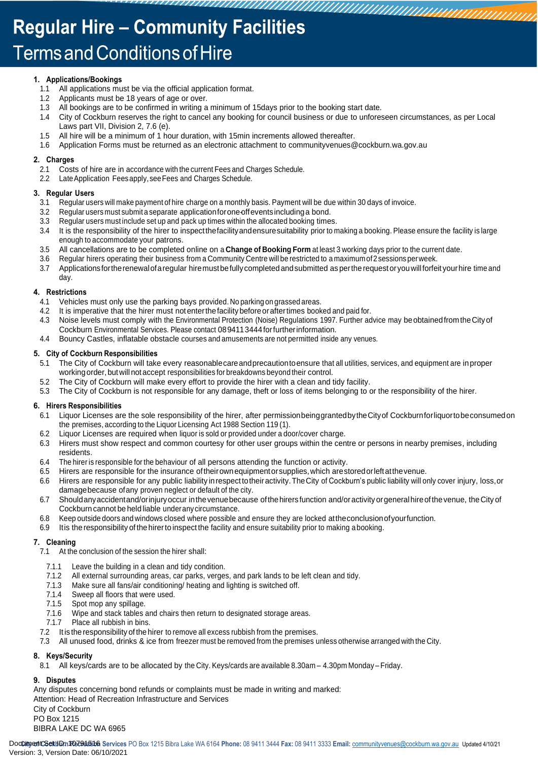# Regular Hire – Community Facilities

## Terms and Conditions of Hire

**1. Applications/Bookings**

1.1 All applications must be via the official application format.

1.2 Applicants must be 18 years of age or over.

1.3 All bookings are to be confirmed in writing a minimum of 15days prior to the booking start date.

1.4 City of Cockburn reserves the right to cancel any booking for council business or due to unforeseen circumstances, as per Local Laws part VII, Division 2, 7.6 (e).

1.5 All hire will be a minimum of 1 hour duration, with 15min increments allowed thereafter.

1.6 Application Forms must be returned as an electronic attachment to communityvenues@cockburn.wa.gov.au

**2. Charges**

2.1 Costs of hire are in accordance with the current Fees and Charges Schedule.

2.2 Late Application Fees apply, see Fees and Charges Schedule.

**3. Regular Users**

3.1 Regular users will make payment of hire charge on a monthly basis. Payment will be due within 30 days of invoice.

3.2 Regular users must submit a separate application for one-off events including a bond.

3.3 Regular users must include set up and pack up times within the allocated booking times.

3.4 It is the responsibility of the hirer to inspect the facility and ensure suitability prior to making a booking. Please ensure the facility is large enough to accommodate your patrons.

3.5 All cancellations are to be completed online on a **Change of Booking Form** at least 3 working days prior to the current date.

3.6 Regular hirers operating their business from a Community Centre will be restricted to a maximum of 2 sessions per week.

3.7 Applications for the renewal of a regular hire must be fully completed and submitted as per the request or you will forfeit your hire time and day.

**4. Restrictions**

4.1 Vehicles must only use the parking bays provided. No parking on grassed areas.

4.2 It is imperative that the hirer must not enter the facility before or after times booked and paid for.

4.3 Noise levels must comply with the Environmental Protection (Noise) Regulations 1997. Further advice may be obtained from the City of Cockburn Environmental Services. Please contact 08 9411 3444 for further information.

4.4 Bouncy Castles, inflatable obstacle courses and amusements are not permitted inside any venues.

**5. City of Cockburn Responsibilities**

5.1 The City of Cockburn will take every reasonable care and precaution to ensure that all utilities, services, and equipment are in proper working order, but will not accept responsibilities for breakdowns beyond their control.

5.2 The City of Cockburn will make every effort to provide the hirer with a clean and tidy facility.

5.3 The City of Cockburn is not responsible for any damage, theft or loss of items belonging to or the responsibility of the hirer.

**6. Hirers Responsibilities**

6.1 Liquor Licenses are the sole responsibility of the hirer, after permission being granted by the City of Cockburn for liquor to be consumed on the premises, according to the Liquor Licensing Act 1988 Section 119 (1).

6.2 Liquor Licenses are required when liquor is sold or provided under a door/cover charge.

6.3 Hirers must show respect and common courtesy for other user groups within the centre or persons in nearby premises, including residents.

6.4 The hirer is responsible for the behaviour of all persons attending the function or activity.

6.5 Hirers are responsible for the insurance of their own equipment or supplies, which are stored or left at the venue.

6.6 Hirers are responsible for any public liability in respect to their activity. The City of Cockburn's public liability will only cover injury, loss, or damage because of any proven neglect or default of the city.

6.7 Should any accident and/or injury occur in the venue because of the hirers function and/or activity or general hire of the venue, the City of Cockburn cannot be held liable under any circumstance.

6.8 Keep outside doors and windows closed where possible and ensure they are locked at the conclusion of your function.

6.9 It is the responsibility of the hirer to inspect the facility and ensure suitability prior to making a booking.

**7. Cleaning**

7.1 At the conclusion of the session the hirer shall:

- 7.1.1 Leave the building in a clean and tidy condition.
- 7.1.2 All external surrounding areas, car parks, verges, and park lands to be left clean and tidy.
- 7.1.3 Make sure all fans/air conditioning/ heating and lighting is switched off.
- 7.1.4 Sweep all floors that were used.
- 7.1.5 Spot mop any spillage.
- 7.1.6 Wipe and stack tables and chairs then return to designated storage areas.
- 7.1.7 Place all rubbish in bins.

7.2 It is the responsibility of the hirer to remove all excess rubbish from the premises.

7.3 All unused food, drinks & ice from freezer must be removed from the premises unless otherwise arranged with the City.

**8. Keys/Security**

8.1 All keys/cards are to be allocated by the City. Keys/cards are available 8.30am – 4.30pm Monday – Friday.

**9. Disputes**

Any disputes concerning bond refunds or complaints must be made in writing and marked:
Attention: Head of Recreation Infrastructure and Services
City of Cockburn
PO Box 1215
BIBRA LAKE DC WA 6965

Document Set ID: 10791516
Version: 3, Version Date: 06/10/2021

City of Cockburn Recreation Services PO Box 1215 Bibra Lake WA 6164 **Phone:** 08 9411 3444 **Fax:** 08 9411 3333 **Email:** communityvenues@cockburn.wa.gov.au Updated 4/10/21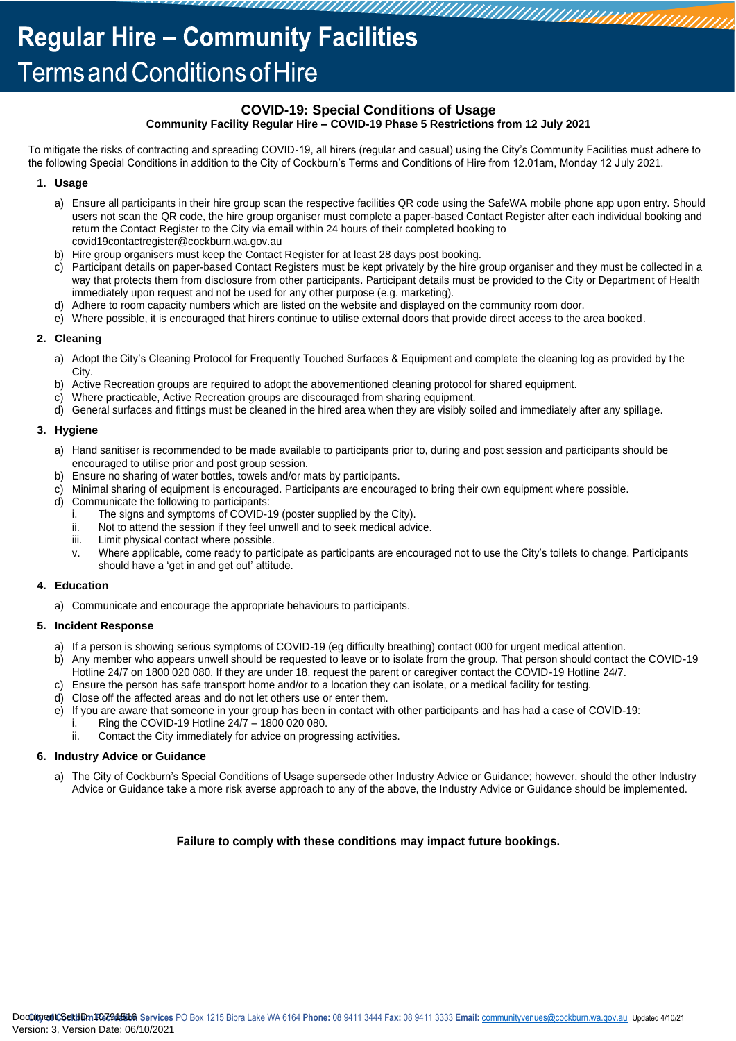# Regular Hire – Community Facilities

## Terms and Conditions of Hire

### COVID-19: Special Conditions of Usage

**Community Facility Regular Hire – COVID-19 Phase 5 Restrictions from 12 July 2021**

To mitigate the risks of contracting and spreading COVID-19, all hirers (regular and casual) using the City's Community Facilities must adhere to the following Special Conditions in addition to the City of Cockburn's Terms and Conditions of Hire from 12.01am, Monday 12 July 2021.

1. **Usage**
   a) Ensure all participants in their hire group scan the respective facilities QR code using the SafeWA mobile phone app upon entry. Should users not scan the QR code, the hire group organiser must complete a paper-based Contact Register after each individual booking and return the Contact Register to the City via email within 24 hours of their completed booking to covid19contactregister@cockburn.wa.gov.au
   b) Hire group organisers must keep the Contact Register for at least 28 days post booking.
   c) Participant details on paper-based Contact Registers must be kept privately by the hire group organiser and they must be collected in a way that protects them from disclosure from other participants. Participant details must be provided to the City or Department of Health immediately upon request and not be used for any other purpose (e.g. marketing).
   d) Adhere to room capacity numbers which are listed on the website and displayed on the community room door.
   e) Where possible, it is encouraged that hirers continue to utilise external doors that provide direct access to the area booked.

2. **Cleaning**
   a) Adopt the City's Cleaning Protocol for Frequently Touched Surfaces & Equipment and complete the cleaning log as provided by the City.
   b) Active Recreation groups are required to adopt the abovementioned cleaning protocol for shared equipment.
   c) Where practicable, Active Recreation groups are discouraged from sharing equipment.
   d) General surfaces and fittings must be cleaned in the hired area when they are visibly soiled and immediately after any spillage.

3. **Hygiene**
   a) Hand sanitiser is recommended to be made available to participants prior to, during and post session and participants should be encouraged to utilise prior and post group session.
   b) Ensure no sharing of water bottles, towels and/or mats by participants.
   c) Minimal sharing of equipment is encouraged. Participants are encouraged to bring their own equipment where possible.
   d) Communicate the following to participants:
      i. The signs and symptoms of COVID-19 (poster supplied by the City).
      ii. Not to attend the session if they feel unwell and to seek medical advice.
      iii. Limit physical contact where possible.
      v. Where applicable, come ready to participate as participants are encouraged not to use the City's toilets to change. Participants should have a 'get in and get out' attitude.

4. **Education**
   a) Communicate and encourage the appropriate behaviours to participants.

5. **Incident Response**
   a) If a person is showing serious symptoms of COVID-19 (eg difficulty breathing) contact 000 for urgent medical attention.
   b) Any member who appears unwell should be requested to leave or to isolate from the group. That person should contact the COVID-19 Hotline 24/7 on 1800 020 080. If they are under 18, request the parent or caregiver contact the COVID-19 Hotline 24/7.
   c) Ensure the person has safe transport home and/or to a location they can isolate, or a medical facility for testing.
   d) Close off the affected areas and do not let others use or enter them.
   e) If you are aware that someone in your group has been in contact with other participants and has had a case of COVID-19:
      i. Ring the COVID-19 Hotline 24/7 – 1800 020 080.
      ii. Contact the City immediately for advice on progressing activities.

6. **Industry Advice or Guidance**
   a) The City of Cockburn's Special Conditions of Usage supersede other Industry Advice or Guidance; however, should the other Industry Advice or Guidance take a more risk averse approach to any of the above, the Industry Advice or Guidance should be implemented.

**Failure to comply with these conditions may impact future bookings.**

**City of Cockburn Recreation Services** PO Box 1215 Bibra Lake WA 6164 **Phone:** 08 9411 3444 **Fax:** 08 9411 3333 **Email:** communityvenues@cockburn.wa.gov.au Updated 4/10/21

Document Set ID: 10791516
Version: 3, Version Date: 06/10/2021